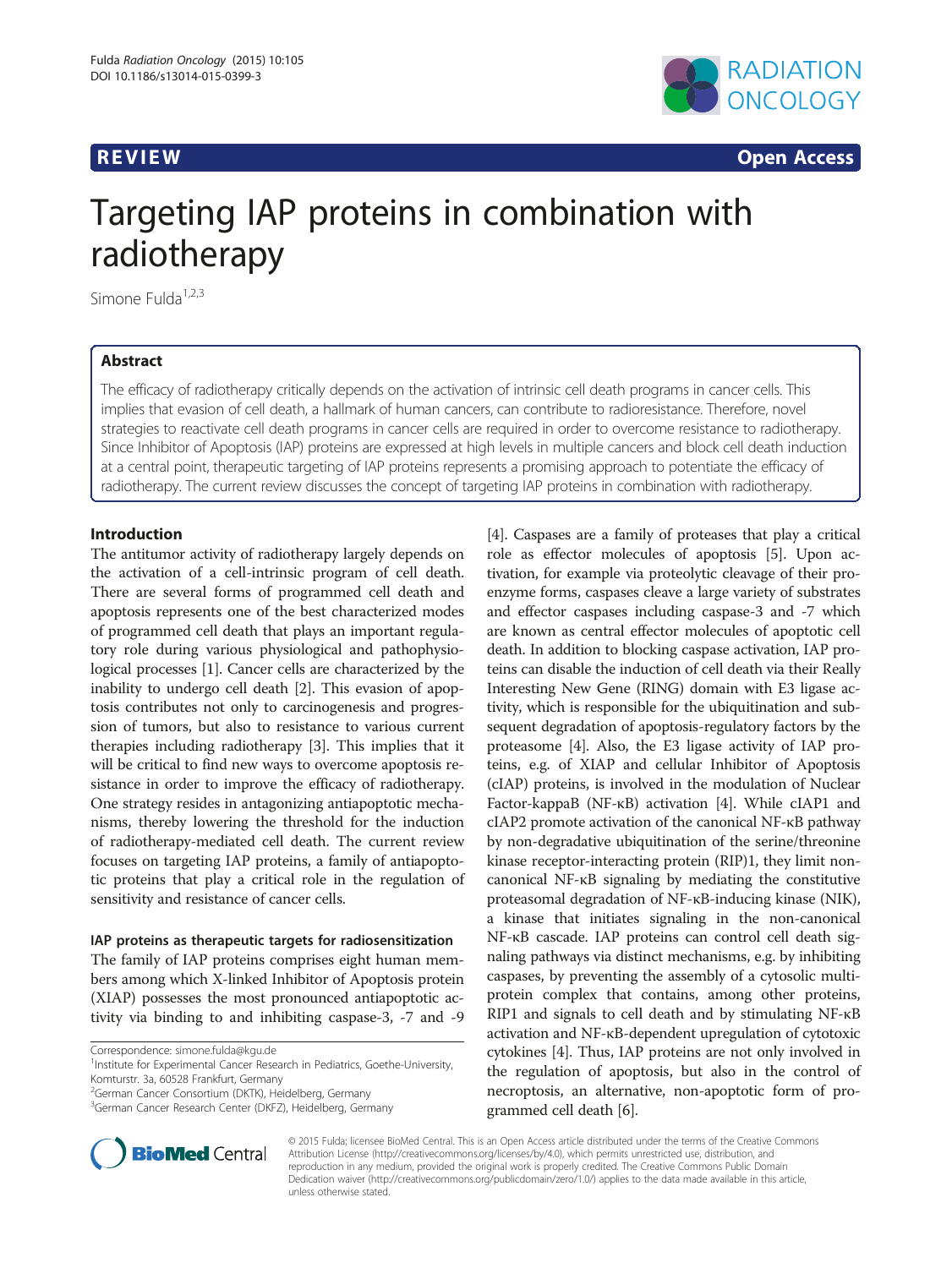REVIEW Open Access

# Targeting IAP proteins in combination with radiotherapy

Simone Fulda[1,2,3]

## Abstract

The efficacy of radiotherapy critically depends on the activation of intrinsic cell death programs in cancer cells. This implies that evasion of cell death, a hallmark of human cancers, can contribute to radioresistance. Therefore, novel strategies to reactivate cell death programs in cancer cells are required in order to overcome resistance to radiotherapy. Since Inhibitor of Apoptosis (IAP) proteins are expressed at high levels in multiple cancers and block cell death induction at a central point, therapeutic targeting of IAP proteins represents a promising approach to potentiate the efficacy of radiotherapy. The current review discusses the concept of targeting IAP proteins in combination with radiotherapy.

## Introduction

The antitumor activity of radiotherapy largely depends on the activation of a cell-intrinsic program of cell death. There are several forms of programmed cell death and apoptosis represents one of the best characterized modes of programmed cell death that plays an important regulatory role during various physiological and pathophysiological processes [1]. Cancer cells are characterized by the inability to undergo cell death [2]. This evasion of apoptosis contributes not only to carcinogenesis and progression of tumors, but also to resistance to various current therapies including radiotherapy [3]. This implies that it will be critical to find new ways to overcome apoptosis resistance in order to improve the efficacy of radiotherapy. One strategy resides in antagonizing antiapoptotic mechanisms, thereby lowering the threshold for the induction of radiotherapy-mediated cell death. The current review focuses on targeting IAP proteins, a family of antiapoptotic proteins that play a critical role in the regulation of sensitivity and resistance of cancer cells.

### IAP proteins as therapeutic targets for radiosensitization

The family of IAP proteins comprises eight human members among which X-linked Inhibitor of Apoptosis protein (XIAP) possesses the most pronounced antiapoptotic activity via binding to and inhibiting caspase-3, -7 and -9 [4]. Caspases are a family of proteases that play a critical role as effector molecules of apoptosis [5]. Upon activation, for example via proteolytic cleavage of their proenzyme forms, caspases cleave a large variety of substrates and effector caspases including caspase-3 and -7 which are known as central effector molecules of apoptotic cell death. In addition to blocking caspase activation, IAP proteins can disable the induction of cell death via their Really Interesting New Gene (RING) domain with E3 ligase activity, which is responsible for the ubiquitination and subsequent degradation of apoptosis-regulatory factors by the proteasome [4]. Also, the E3 ligase activity of IAP proteins, e.g. of XIAP and cellular Inhibitor of Apoptosis (cIAP) proteins, is involved in the modulation of Nuclear Factor-kappaB (NF-κB) activation [4]. While cIAP1 and cIAP2 promote activation of the canonical NF-κB pathway by non-degradative ubiquitination of the serine/threonine kinase receptor-interacting protein (RIP)1, they limit non-canonical NF-κB signaling by mediating the constitutive proteasomal degradation of NF-κB-inducing kinase (NIK), a kinase that initiates signaling in the non-canonical NF-κB cascade. IAP proteins can control cell death signaling pathways via distinct mechanisms, e.g. by inhibiting caspases, by preventing the assembly of a cytosolic multi-protein complex that contains, among other proteins, RIP1 and signals to cell death and by stimulating NF-κB activation and NF-κB-dependent upregulation of cytotoxic cytokines [4]. Thus, IAP proteins are not only involved in the regulation of apoptosis, but also in the control of necroptosis, an alternative, non-apoptotic form of programmed cell death [6].

Correspondence: simone.fulda@kgu.de
[1]Institute for Experimental Cancer Research in Pediatrics, Goethe-University, Komturstr. 3a, 60528 Frankfurt, Germany
[2]German Cancer Consortium (DKTK), Heidelberg, Germany
[3]German Cancer Research Center (DKFZ), Heidelberg, Germany

© 2015 Fulda; licensee BioMed Central. This is an Open Access article distributed under the terms of the Creative Commons Attribution License (http://creativecommons.org/licenses/by/4.0), which permits unrestricted use, distribution, and reproduction in any medium, provided the original work is properly credited. The Creative Commons Public Domain Dedication waiver (http://creativecommons.org/publicdomain/zero/1.0/) applies to the data made available in this article, unless otherwise stated.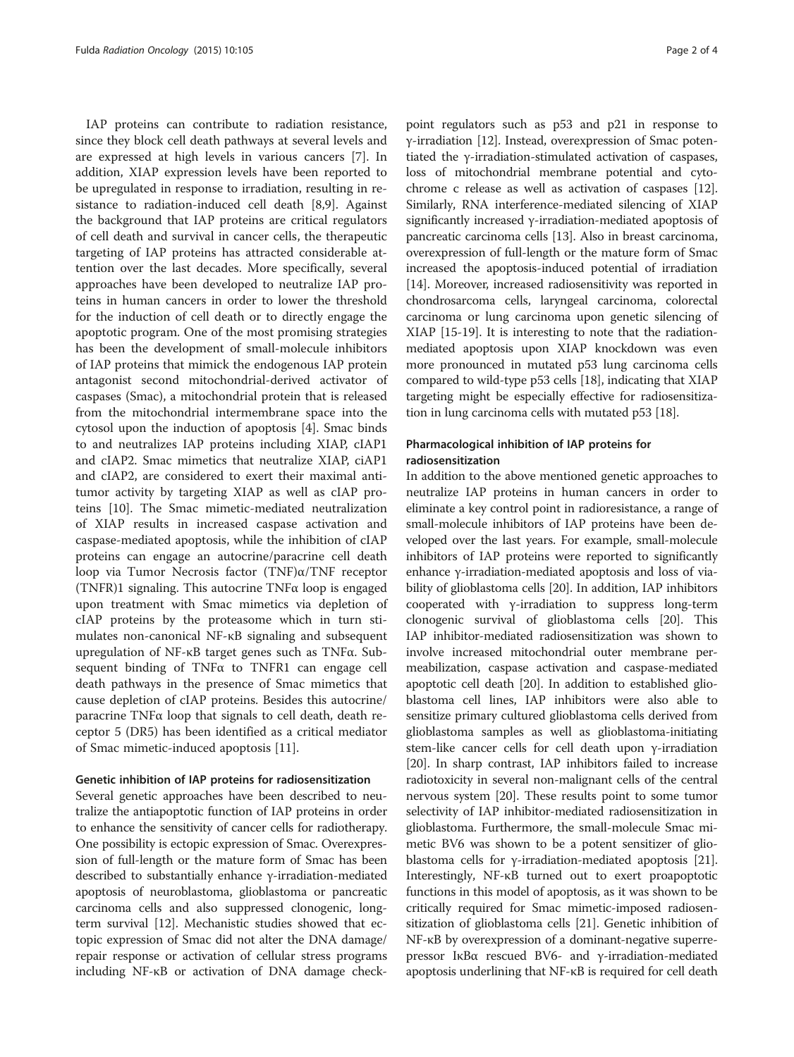IAP proteins can contribute to radiation resistance, since they block cell death pathways at several levels and are expressed at high levels in various cancers [7]. In addition, XIAP expression levels have been reported to be upregulated in response to irradiation, resulting in resistance to radiation-induced cell death [8,9]. Against the background that IAP proteins are critical regulators of cell death and survival in cancer cells, the therapeutic targeting of IAP proteins has attracted considerable attention over the last decades. More specifically, several approaches have been developed to neutralize IAP proteins in human cancers in order to lower the threshold for the induction of cell death or to directly engage the apoptotic program. One of the most promising strategies has been the development of small-molecule inhibitors of IAP proteins that mimick the endogenous IAP protein antagonist second mitochondrial-derived activator of caspases (Smac), a mitochondrial protein that is released from the mitochondrial intermembrane space into the cytosol upon the induction of apoptosis [4]. Smac binds to and neutralizes IAP proteins including XIAP, cIAP1 and cIAP2. Smac mimetics that neutralize XIAP, ciAP1 and cIAP2, are considered to exert their maximal antitumor activity by targeting XIAP as well as cIAP proteins [10]. The Smac mimetic-mediated neutralization of XIAP results in increased caspase activation and caspase-mediated apoptosis, while the inhibition of cIAP proteins can engage an autocrine/paracrine cell death loop via Tumor Necrosis factor (TNF)α/TNF receptor (TNFR)1 signaling. This autocrine TNFα loop is engaged upon treatment with Smac mimetics via depletion of cIAP proteins by the proteasome which in turn stimulates non-canonical NF-κB signaling and subsequent upregulation of NF-κB target genes such as TNFα. Subsequent binding of TNFα to TNFR1 can engage cell death pathways in the presence of Smac mimetics that cause depletion of cIAP proteins. Besides this autocrine/paracrine TNFα loop that signals to cell death, death receptor 5 (DR5) has been identified as a critical mediator of Smac mimetic-induced apoptosis [11].

#### Genetic inhibition of IAP proteins for radiosensitization

Several genetic approaches have been described to neutralize the antiapoptotic function of IAP proteins in order to enhance the sensitivity of cancer cells for radiotherapy. One possibility is ectopic expression of Smac. Overexpression of full-length or the mature form of Smac has been described to substantially enhance γ-irradiation-mediated apoptosis of neuroblastoma, glioblastoma or pancreatic carcinoma cells and also suppressed clonogenic, long-term survival [12]. Mechanistic studies showed that ectopic expression of Smac did not alter the DNA damage/repair response or activation of cellular stress programs including NF-κB or activation of DNA damage checkpoint regulators such as p53 and p21 in response to γ-irradiation [12]. Instead, overexpression of Smac potentiated the γ-irradiation-stimulated activation of caspases, loss of mitochondrial membrane potential and cytochrome c release as well as activation of caspases [12]. Similarly, RNA interference-mediated silencing of XIAP significantly increased γ-irradiation-mediated apoptosis of pancreatic carcinoma cells [13]. Also in breast carcinoma, overexpression of full-length or the mature form of Smac increased the apoptosis-induced potential of irradiation [14]. Moreover, increased radiosensitivity was reported in chondrosarcoma cells, laryngeal carcinoma, colorectal carcinoma or lung carcinoma upon genetic silencing of XIAP [15-19]. It is interesting to note that the radiation-mediated apoptosis upon XIAP knockdown was even more pronounced in mutated p53 lung carcinoma cells compared to wild-type p53 cells [18], indicating that XIAP targeting might be especially effective for radiosensitization in lung carcinoma cells with mutated p53 [18].

#### Pharmacological inhibition of IAP proteins for radiosensitization

In addition to the above mentioned genetic approaches to neutralize IAP proteins in human cancers in order to eliminate a key control point in radioresistance, a range of small-molecule inhibitors of IAP proteins have been developed over the last years. For example, small-molecule inhibitors of IAP proteins were reported to significantly enhance γ-irradiation-mediated apoptosis and loss of viability of glioblastoma cells [20]. In addition, IAP inhibitors cooperated with γ-irradiation to suppress long-term clonogenic survival of glioblastoma cells [20]. This IAP inhibitor-mediated radiosensitization was shown to involve increased mitochondrial outer membrane permeabilization, caspase activation and caspase-mediated apoptotic cell death [20]. In addition to established glioblastoma cell lines, IAP inhibitors were also able to sensitize primary cultured glioblastoma cells derived from glioblastoma samples as well as glioblastoma-initiating stem-like cancer cells for cell death upon γ-irradiation [20]. In sharp contrast, IAP inhibitors failed to increase radiotoxicity in several non-malignant cells of the central nervous system [20]. These results point to some tumor selectivity of IAP inhibitor-mediated radiosensitization in glioblastoma. Furthermore, the small-molecule Smac mimetic BV6 was shown to be a potent sensitizer of glioblastoma cells for γ-irradiation-mediated apoptosis [21]. Interestingly, NF-κB turned out to exert proapoptotic functions in this model of apoptosis, as it was shown to be critically required for Smac mimetic-imposed radiosensitization of glioblastoma cells [21]. Genetic inhibition of NF-κB by overexpression of a dominant-negative superrepressor IκBα rescued BV6- and γ-irradiation-mediated apoptosis underlining that NF-κB is required for cell death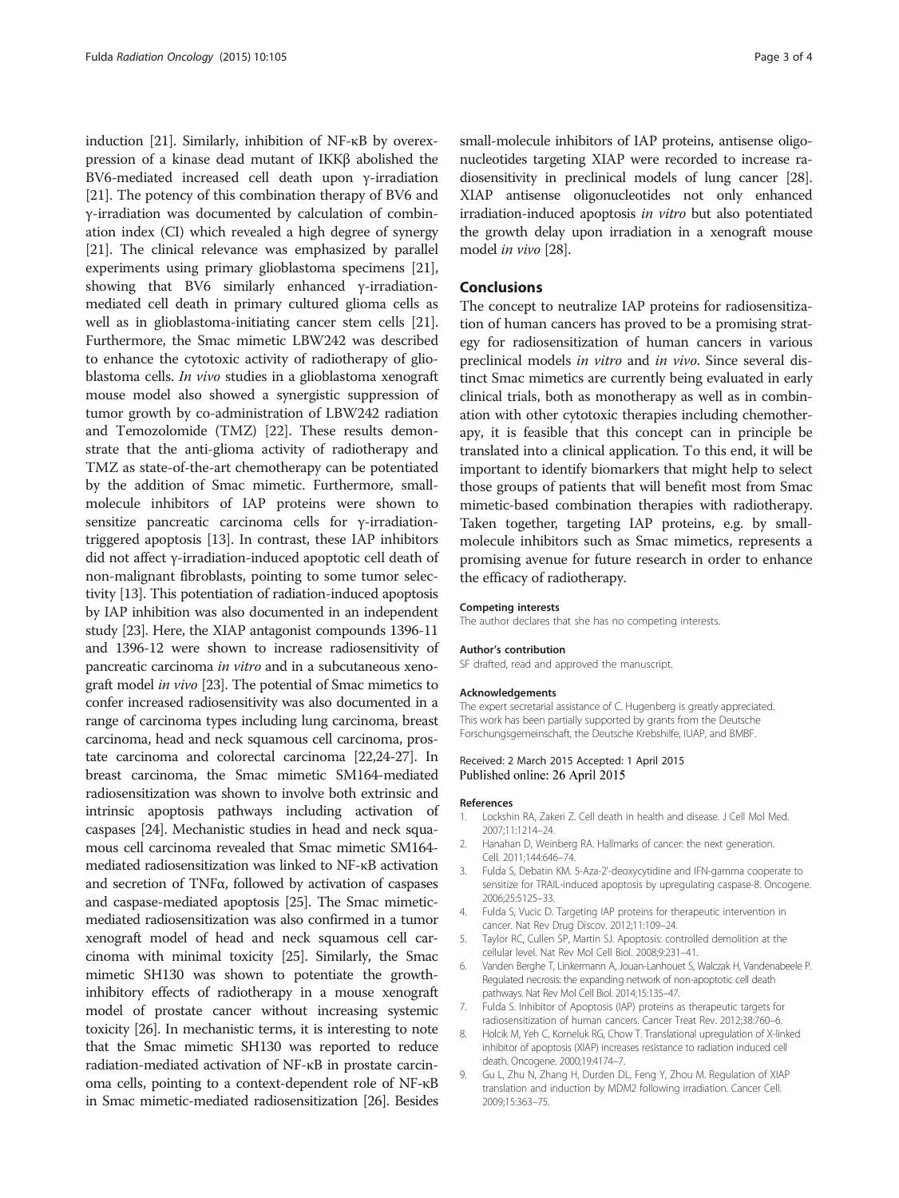induction [21]. Similarly, inhibition of NF-κB by overexpression of a kinase dead mutant of IKKβ abolished the BV6-mediated increased cell death upon γ-irradiation [21]. The potency of this combination therapy of BV6 and γ-irradiation was documented by calculation of combination index (CI) which revealed a high degree of synergy [21]. The clinical relevance was emphasized by parallel experiments using primary glioblastoma specimens [21], showing that BV6 similarly enhanced γ-irradiation-mediated cell death in primary cultured glioma cells as well as in glioblastoma-initiating cancer stem cells [21]. Furthermore, the Smac mimetic LBW242 was described to enhance the cytotoxic activity of radiotherapy of glioblastoma cells. *In vivo* studies in a glioblastoma xenograft mouse model also showed a synergistic suppression of tumor growth by co-administration of LBW242 radiation and Temozolomide (TMZ) [22]. These results demonstrate that the anti-glioma activity of radiotherapy and TMZ as state-of-the-art chemotherapy can be potentiated by the addition of Smac mimetic. Furthermore, small-molecule inhibitors of IAP proteins were shown to sensitize pancreatic carcinoma cells for γ-irradiation-triggered apoptosis [13]. In contrast, these IAP inhibitors did not affect γ-irradiation-induced apoptotic cell death of non-malignant fibroblasts, pointing to some tumor selectivity [13]. This potentiation of radiation-induced apoptosis by IAP inhibition was also documented in an independent study [23]. Here, the XIAP antagonist compounds 1396-11 and 1396-12 were shown to increase radiosensitivity of pancreatic carcinoma *in vitro* and in a subcutaneous xenograft model *in vivo* [23]. The potential of Smac mimetics to confer increased radiosensitivity was also documented in a range of carcinoma types including lung carcinoma, breast carcinoma, head and neck squamous cell carcinoma, prostate carcinoma and colorectal carcinoma [22,24-27]. In breast carcinoma, the Smac mimetic SM164-mediated radiosensitization was shown to involve both extrinsic and intrinsic apoptosis pathways including activation of caspases [24]. Mechanistic studies in head and neck squamous cell carcinoma revealed that Smac mimetic SM164-mediated radiosensitization was linked to NF-κB activation and secretion of TNFα, followed by activation of caspases and caspase-mediated apoptosis [25]. The Smac mimetic-mediated radiosensitization was also confirmed in a tumor xenograft model of head and neck squamous cell carcinoma with minimal toxicity [25]. Similarly, the Smac mimetic SH130 was shown to potentiate the growth-inhibitory effects of radiotherapy in a mouse xenograft model of prostate cancer without increasing systemic toxicity [26]. In mechanistic terms, it is interesting to note that the Smac mimetic SH130 was reported to reduce radiation-mediated activation of NF-κB in prostate carcinoma cells, pointing to a context-dependent role of NF-κB in Smac mimetic-mediated radiosensitization [26]. Besides small-molecule inhibitors of IAP proteins, antisense oligonucleotides targeting XIAP were recorded to increase radiosensitivity in preclinical models of lung cancer [28]. XIAP antisense oligonucleotides not only enhanced irradiation-induced apoptosis *in vitro* but also potentiated the growth delay upon irradiation in a xenograft mouse model *in vivo* [28].

## Conclusions

The concept to neutralize IAP proteins for radiosensitization of human cancers has proved to be a promising strategy for radiosensitization of human cancers in various preclinical models *in vitro* and *in vivo*. Since several distinct Smac mimetics are currently being evaluated in early clinical trials, both as monotherapy as well as in combination with other cytotoxic therapies including chemotherapy, it is feasible that this concept can in principle be translated into a clinical application. To this end, it will be important to identify biomarkers that might help to select those groups of patients that will benefit most from Smac mimetic-based combination therapies with radiotherapy. Taken together, targeting IAP proteins, e.g. by small-molecule inhibitors such as Smac mimetics, represents a promising avenue for future research in order to enhance the efficacy of radiotherapy.

#### Competing interests

The author declares that she has no competing interests.

#### Author's contribution

SF drafted, read and approved the manuscript.

#### Acknowledgements

The expert secretarial assistance of C. Hugenberg is greatly appreciated. This work has been partially supported by grants from the Deutsche Forschungsgemeinschaft, the Deutsche Krebshilfe, IUAP, and BMBF.

Received: 2 March 2015 Accepted: 1 April 2015
Published online: 26 April 2015

#### References

1. Lockshin RA, Zakeri Z. Cell death in health and disease. J Cell Mol Med. 2007;11:1214–24.
2. Hanahan D, Weinberg RA. Hallmarks of cancer: the next generation. Cell. 2011;144:646–74.
3. Fulda S, Debatin KM. 5-Aza-2'-deoxycytidine and IFN-gamma cooperate to sensitize for TRAIL-induced apoptosis by upregulating caspase-8. Oncogene. 2006;25:5125–33.
4. Fulda S, Vucic D. Targeting IAP proteins for therapeutic intervention in cancer. Nat Rev Drug Discov. 2012;11:109–24.
5. Taylor RC, Cullen SP, Martin SJ. Apoptosis: controlled demolition at the cellular level. Nat Rev Mol Cell Biol. 2008;9:231–41.
6. Vanden Berghe T, Linkermann A, Jouan-Lanhouet S, Walczak H, Vandenabeele P. Regulated necrosis: the expanding network of non-apoptotic cell death pathways. Nat Rev Mol Cell Biol. 2014;15:135–47.
7. Fulda S. Inhibitor of Apoptosis (IAP) proteins as therapeutic targets for radiosensitization of human cancers. Cancer Treat Rev. 2012;38:760–6.
8. Holcik M, Yeh C, Korneluk RG, Chow T. Translational upregulation of X-linked inhibitor of apoptosis (XIAP) increases resistance to radiation induced cell death. Oncogene. 2000;19:4174–7.
9. Gu L, Zhu N, Zhang H, Durden DL, Feng Y, Zhou M. Regulation of XIAP translation and induction by MDM2 following irradiation. Cancer Cell. 2009;15:363–75.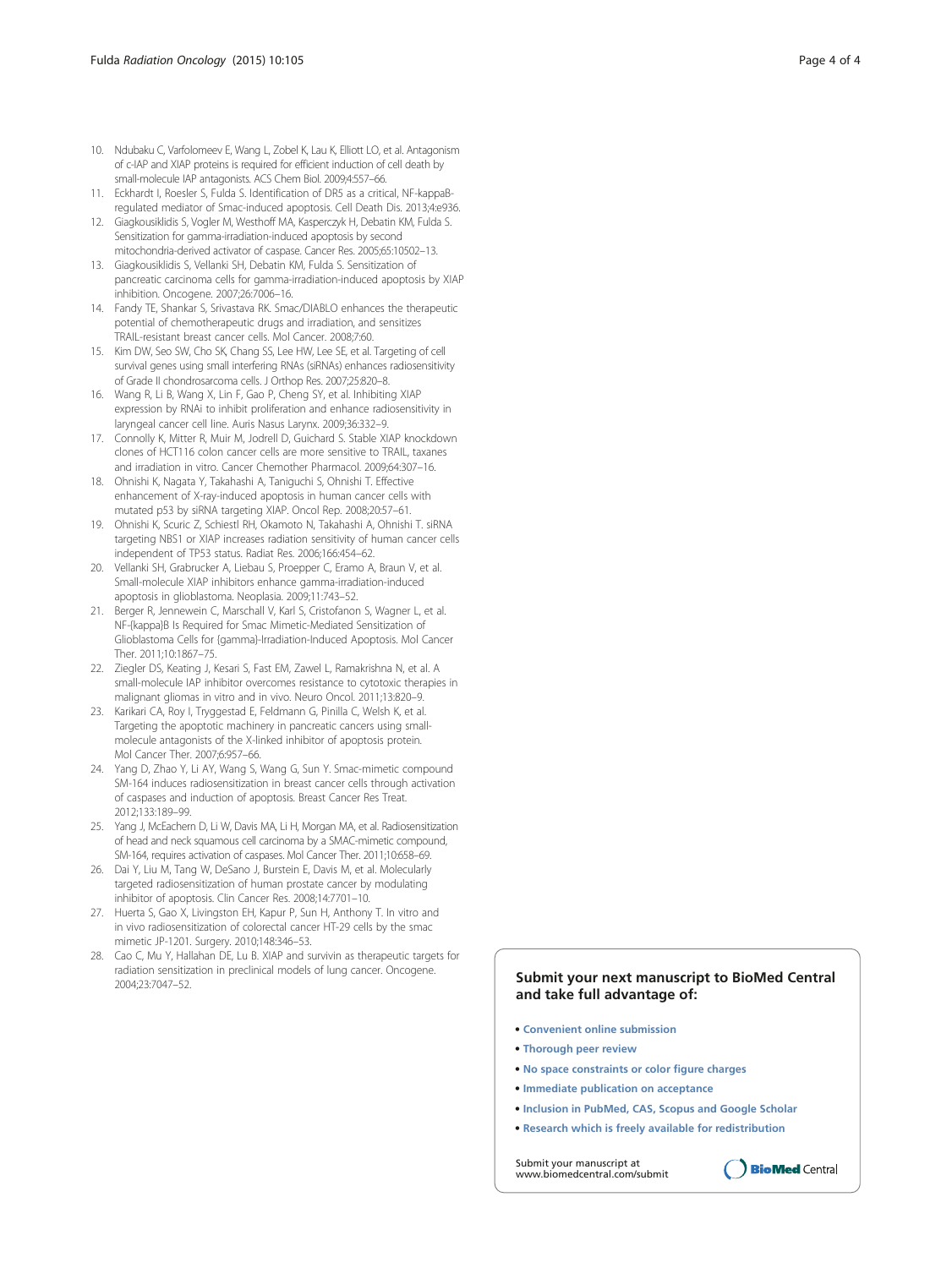10. Ndubaku C, Varfolomeev E, Wang L, Zobel K, Lau K, Elliott LO, et al. Antagonism of c-IAP and XIAP proteins is required for efficient induction of cell death by small-molecule IAP antagonists. ACS Chem Biol. 2009;4:557–66.
11. Eckhardt I, Roesler S, Fulda S. Identification of DR5 as a critical, NF-kappaB-regulated mediator of Smac-induced apoptosis. Cell Death Dis. 2013;4:e936.
12. Giagkousiklidis S, Vogler M, Westhoff MA, Kasperczyk H, Debatin KM, Fulda S. Sensitization for gamma-irradiation-induced apoptosis by second mitochondria-derived activator of caspase. Cancer Res. 2005;65:10502–13.
13. Giagkousiklidis S, Vellanki SH, Debatin KM, Fulda S. Sensitization of pancreatic carcinoma cells for gamma-irradiation-induced apoptosis by XIAP inhibition. Oncogene. 2007;26:7006–16.
14. Fandy TE, Shankar S, Srivastava RK. Smac/DIABLO enhances the therapeutic potential of chemotherapeutic drugs and irradiation, and sensitizes TRAIL-resistant breast cancer cells. Mol Cancer. 2008;7:60.
15. Kim DW, Seo SW, Cho SK, Chang SS, Lee HW, Lee SE, et al. Targeting of cell survival genes using small interfering RNAs (siRNAs) enhances radiosensitivity of Grade II chondrosarcoma cells. J Orthop Res. 2007;25:820–8.
16. Wang R, Li B, Wang X, Lin F, Gao P, Cheng SY, et al. Inhibiting XIAP expression by RNAi to inhibit proliferation and enhance radiosensitivity in laryngeal cancer cell line. Auris Nasus Larynx. 2009;36:332–9.
17. Connolly K, Mitter R, Muir M, Jodrell D, Guichard S. Stable XIAP knockdown clones of HCT116 colon cancer cells are more sensitive to TRAIL, taxanes and irradiation in vitro. Cancer Chemother Pharmacol. 2009;64:307–16.
18. Ohnishi K, Nagata Y, Takahashi A, Taniguchi S, Ohnishi T. Effective enhancement of X-ray-induced apoptosis in human cancer cells with mutated p53 by siRNA targeting XIAP. Oncol Rep. 2008;20:57–61.
19. Ohnishi K, Scuric Z, Schiestl RH, Okamoto N, Takahashi A, Ohnishi T. siRNA targeting NBS1 or XIAP increases radiation sensitivity of human cancer cells independent of TP53 status. Radiat Res. 2006;166:454–62.
20. Vellanki SH, Grabrucker A, Liebau S, Proepper C, Eramo A, Braun V, et al. Small-molecule XIAP inhibitors enhance gamma-irradiation-induced apoptosis in glioblastoma. Neoplasia. 2009;11:743–52.
21. Berger R, Jennewein C, Marschall V, Karl S, Cristofanon S, Wagner L, et al. NF-{kappa}B Is Required for Smac Mimetic-Mediated Sensitization of Glioblastoma Cells for {gamma}-Irradiation-Induced Apoptosis. Mol Cancer Ther. 2011;10:1867–75.
22. Ziegler DS, Keating J, Kesari S, Fast EM, Zawel L, Ramakrishna N, et al. A small-molecule IAP inhibitor overcomes resistance to cytotoxic therapies in malignant gliomas in vitro and in vivo. Neuro Oncol. 2011;13:820–9.
23. Karikari CA, Roy I, Tryggestad E, Feldmann G, Pinilla C, Welsh K, et al. Targeting the apoptotic machinery in pancreatic cancers using small-molecule antagonists of the X-linked inhibitor of apoptosis protein. Mol Cancer Ther. 2007;6:957–66.
24. Yang D, Zhao Y, Li AY, Wang S, Wang G, Sun Y. Smac-mimetic compound SM-164 induces radiosensitization in breast cancer cells through activation of caspases and induction of apoptosis. Breast Cancer Res Treat. 2012;133:189–99.
25. Yang J, McEachern D, Li W, Davis MA, Li H, Morgan MA, et al. Radiosensitization of head and neck squamous cell carcinoma by a SMAC-mimetic compound, SM-164, requires activation of caspases. Mol Cancer Ther. 2011;10:658–69.
26. Dai Y, Liu M, Tang W, DeSano J, Burstein E, Davis M, et al. Molecularly targeted radiosensitization of human prostate cancer by modulating inhibitor of apoptosis. Clin Cancer Res. 2008;14:7701–10.
27. Huerta S, Gao X, Livingston EH, Kapur P, Sun H, Anthony T. In vitro and in vivo radiosensitization of colorectal cancer HT-29 cells by the smac mimetic JP-1201. Surgery. 2010;148:346–53.
28. Cao C, Mu Y, Hallahan DE, Lu B. XIAP and survivin as therapeutic targets for radiation sensitization in preclinical models of lung cancer. Oncogene. 2004;23:7047–52.

**Submit your next manuscript to BioMed Central and take full advantage of:**

- **Convenient online submission**
- **Thorough peer review**
- **No space constraints or color figure charges**
- **Immediate publication on acceptance**
- **Inclusion in PubMed, CAS, Scopus and Google Scholar**
- **Research which is freely available for redistribution**

Submit your manuscript at
www.biomedcentral.com/submit

BioMed Central